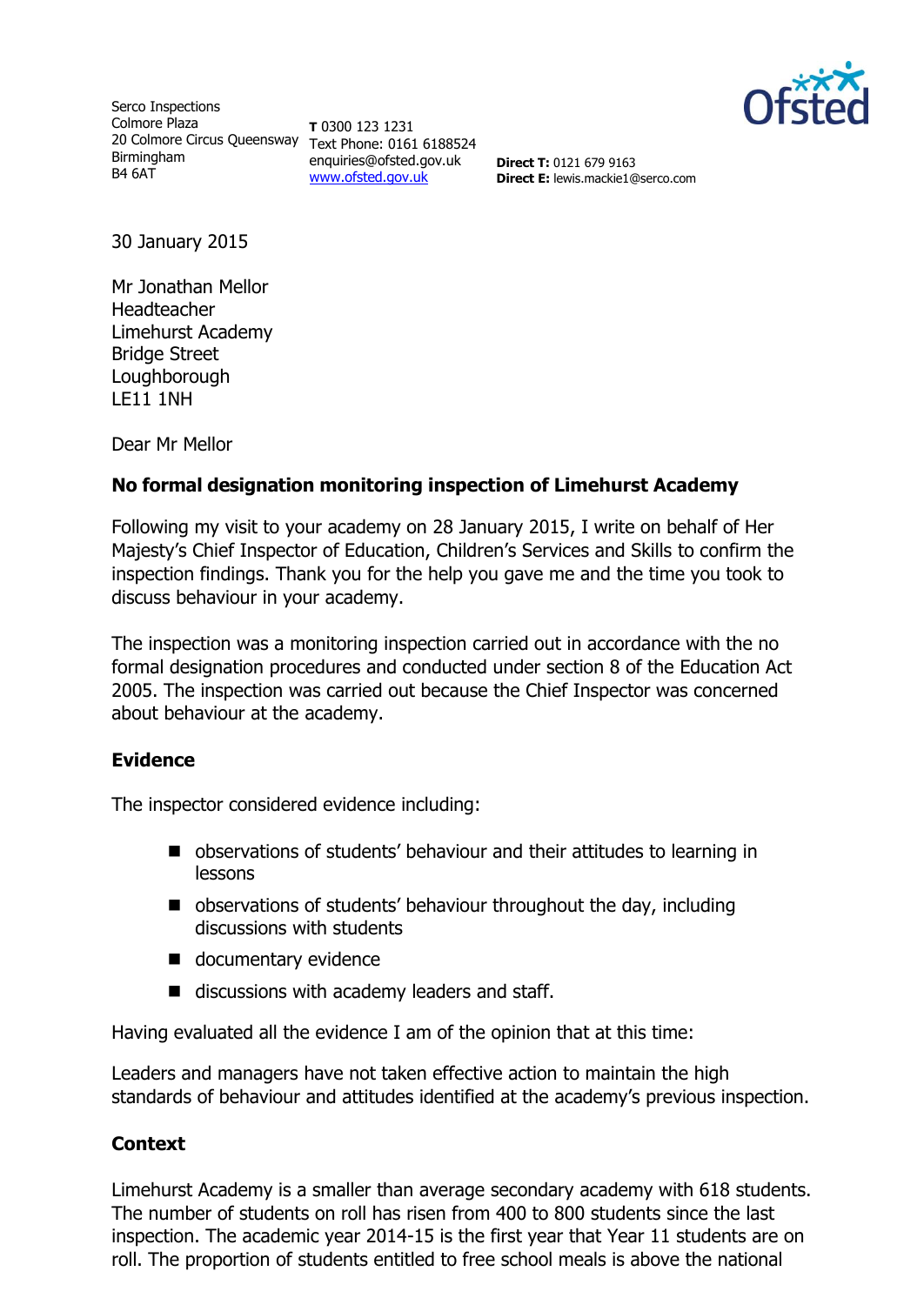Serco Inspections
Colmore Plaza
20 Colmore Circus Queensway
Birmingham
B4 6AT

**T** 0300 123 1231
Text Phone: 0161 6188524
enquiries@ofsted.gov.uk
www.ofsted.gov.uk

**Direct T:** 0121 679 9163
**Direct E:** lewis.mackie1@serco.com

30 January 2015

Mr Jonathan Mellor
Headteacher
Limehurst Academy
Bridge Street
Loughborough
LE11 1NH

Dear Mr Mellor

**No formal designation monitoring inspection of Limehurst Academy**

Following my visit to your academy on 28 January 2015, I write on behalf of Her Majesty's Chief Inspector of Education, Children's Services and Skills to confirm the inspection findings. Thank you for the help you gave me and the time you took to discuss behaviour in your academy.

The inspection was a monitoring inspection carried out in accordance with the no formal designation procedures and conducted under section 8 of the Education Act 2005. The inspection was carried out because the Chief Inspector was concerned about behaviour at the academy.

## Evidence

The inspector considered evidence including:

- observations of students' behaviour and their attitudes to learning in lessons
- observations of students' behaviour throughout the day, including discussions with students
- documentary evidence
- discussions with academy leaders and staff.

Having evaluated all the evidence I am of the opinion that at this time:

Leaders and managers have not taken effective action to maintain the high standards of behaviour and attitudes identified at the academy's previous inspection.

## Context

Limehurst Academy is a smaller than average secondary academy with 618 students. The number of students on roll has risen from 400 to 800 students since the last inspection. The academic year 2014-15 is the first year that Year 11 students are on roll. The proportion of students entitled to free school meals is above the national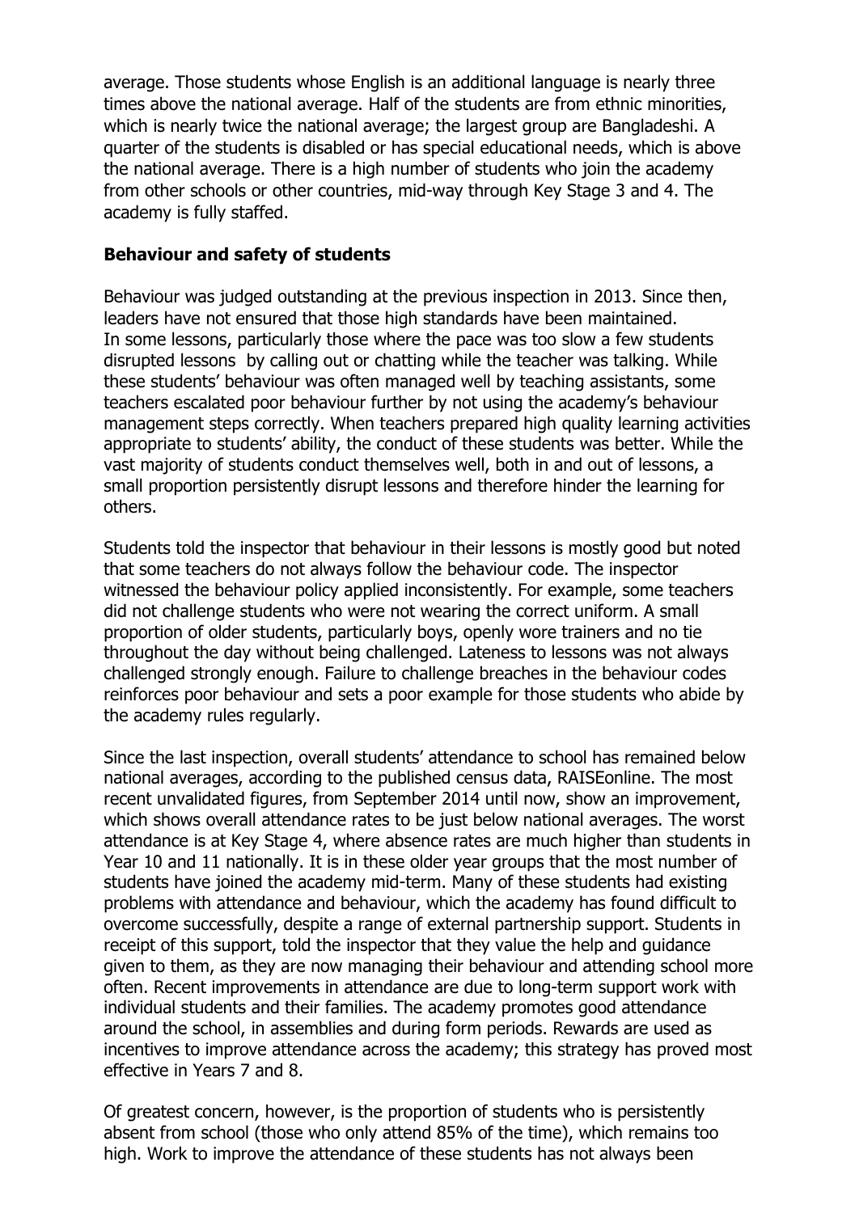average. Those students whose English is an additional language is nearly three times above the national average. Half of the students are from ethnic minorities, which is nearly twice the national average; the largest group are Bangladeshi. A quarter of the students is disabled or has special educational needs, which is above the national average. There is a high number of students who join the academy from other schools or other countries, mid-way through Key Stage 3 and 4. The academy is fully staffed.

## Behaviour and safety of students

Behaviour was judged outstanding at the previous inspection in 2013. Since then, leaders have not ensured that those high standards have been maintained. In some lessons, particularly those where the pace was too slow a few students disrupted lessons by calling out or chatting while the teacher was talking. While these students' behaviour was often managed well by teaching assistants, some teachers escalated poor behaviour further by not using the academy's behaviour management steps correctly. When teachers prepared high quality learning activities appropriate to students' ability, the conduct of these students was better. While the vast majority of students conduct themselves well, both in and out of lessons, a small proportion persistently disrupt lessons and therefore hinder the learning for others.

Students told the inspector that behaviour in their lessons is mostly good but noted that some teachers do not always follow the behaviour code. The inspector witnessed the behaviour policy applied inconsistently. For example, some teachers did not challenge students who were not wearing the correct uniform. A small proportion of older students, particularly boys, openly wore trainers and no tie throughout the day without being challenged. Lateness to lessons was not always challenged strongly enough. Failure to challenge breaches in the behaviour codes reinforces poor behaviour and sets a poor example for those students who abide by the academy rules regularly.

Since the last inspection, overall students' attendance to school has remained below national averages, according to the published census data, RAISEonline. The most recent unvalidated figures, from September 2014 until now, show an improvement, which shows overall attendance rates to be just below national averages. The worst attendance is at Key Stage 4, where absence rates are much higher than students in Year 10 and 11 nationally. It is in these older year groups that the most number of students have joined the academy mid-term. Many of these students had existing problems with attendance and behaviour, which the academy has found difficult to overcome successfully, despite a range of external partnership support. Students in receipt of this support, told the inspector that they value the help and guidance given to them, as they are now managing their behaviour and attending school more often. Recent improvements in attendance are due to long-term support work with individual students and their families. The academy promotes good attendance around the school, in assemblies and during form periods. Rewards are used as incentives to improve attendance across the academy; this strategy has proved most effective in Years 7 and 8.

Of greatest concern, however, is the proportion of students who is persistently absent from school (those who only attend 85% of the time), which remains too high. Work to improve the attendance of these students has not always been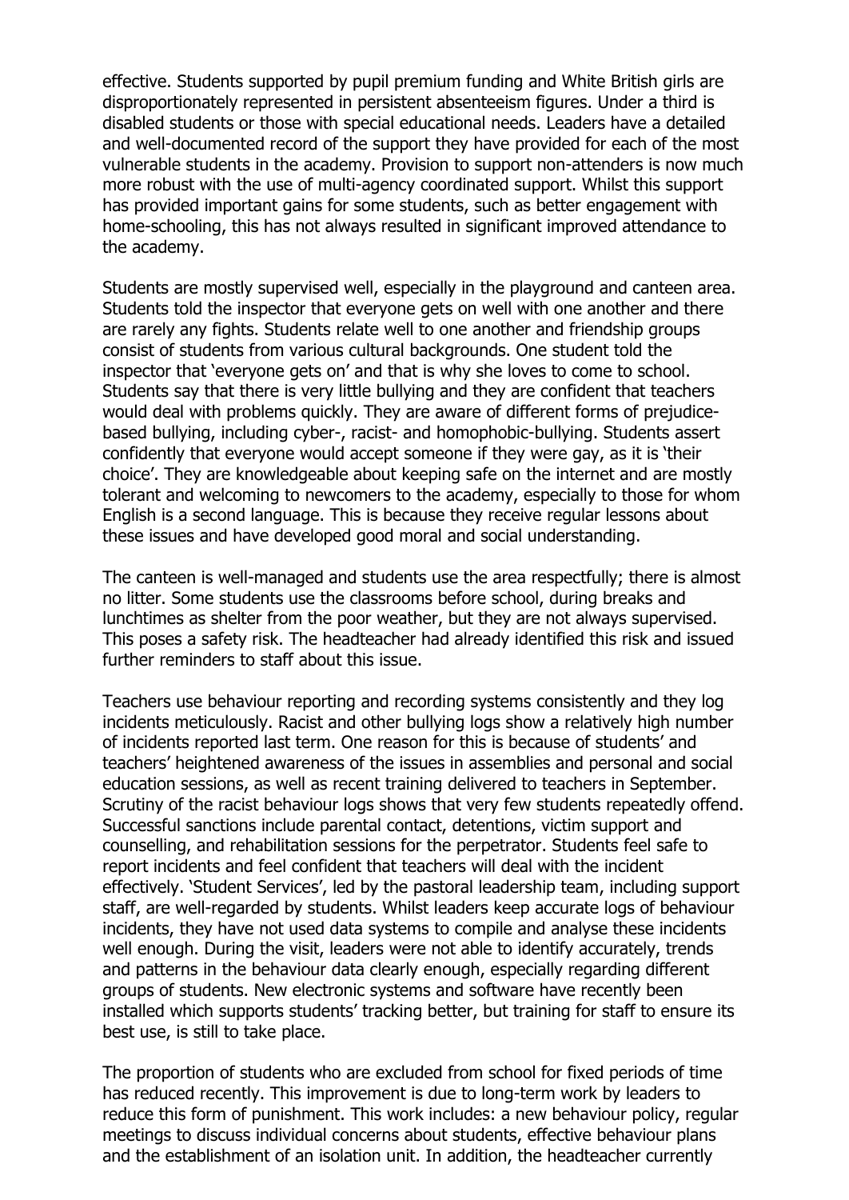effective. Students supported by pupil premium funding and White British girls are disproportionately represented in persistent absenteeism figures. Under a third is disabled students or those with special educational needs. Leaders have a detailed and well-documented record of the support they have provided for each of the most vulnerable students in the academy. Provision to support non-attenders is now much more robust with the use of multi-agency coordinated support. Whilst this support has provided important gains for some students, such as better engagement with home-schooling, this has not always resulted in significant improved attendance to the academy.

Students are mostly supervised well, especially in the playground and canteen area. Students told the inspector that everyone gets on well with one another and there are rarely any fights. Students relate well to one another and friendship groups consist of students from various cultural backgrounds. One student told the inspector that 'everyone gets on' and that is why she loves to come to school. Students say that there is very little bullying and they are confident that teachers would deal with problems quickly. They are aware of different forms of prejudice-based bullying, including cyber-, racist- and homophobic-bullying. Students assert confidently that everyone would accept someone if they were gay, as it is 'their choice'. They are knowledgeable about keeping safe on the internet and are mostly tolerant and welcoming to newcomers to the academy, especially to those for whom English is a second language. This is because they receive regular lessons about these issues and have developed good moral and social understanding.

The canteen is well-managed and students use the area respectfully; there is almost no litter. Some students use the classrooms before school, during breaks and lunchtimes as shelter from the poor weather, but they are not always supervised. This poses a safety risk. The headteacher had already identified this risk and issued further reminders to staff about this issue.

Teachers use behaviour reporting and recording systems consistently and they log incidents meticulously. Racist and other bullying logs show a relatively high number of incidents reported last term. One reason for this is because of students' and teachers' heightened awareness of the issues in assemblies and personal and social education sessions, as well as recent training delivered to teachers in September. Scrutiny of the racist behaviour logs shows that very few students repeatedly offend. Successful sanctions include parental contact, detentions, victim support and counselling, and rehabilitation sessions for the perpetrator. Students feel safe to report incidents and feel confident that teachers will deal with the incident effectively. 'Student Services', led by the pastoral leadership team, including support staff, are well-regarded by students. Whilst leaders keep accurate logs of behaviour incidents, they have not used data systems to compile and analyse these incidents well enough. During the visit, leaders were not able to identify accurately, trends and patterns in the behaviour data clearly enough, especially regarding different groups of students. New electronic systems and software have recently been installed which supports students' tracking better, but training for staff to ensure its best use, is still to take place.

The proportion of students who are excluded from school for fixed periods of time has reduced recently. This improvement is due to long-term work by leaders to reduce this form of punishment. This work includes: a new behaviour policy, regular meetings to discuss individual concerns about students, effective behaviour plans and the establishment of an isolation unit. In addition, the headteacher currently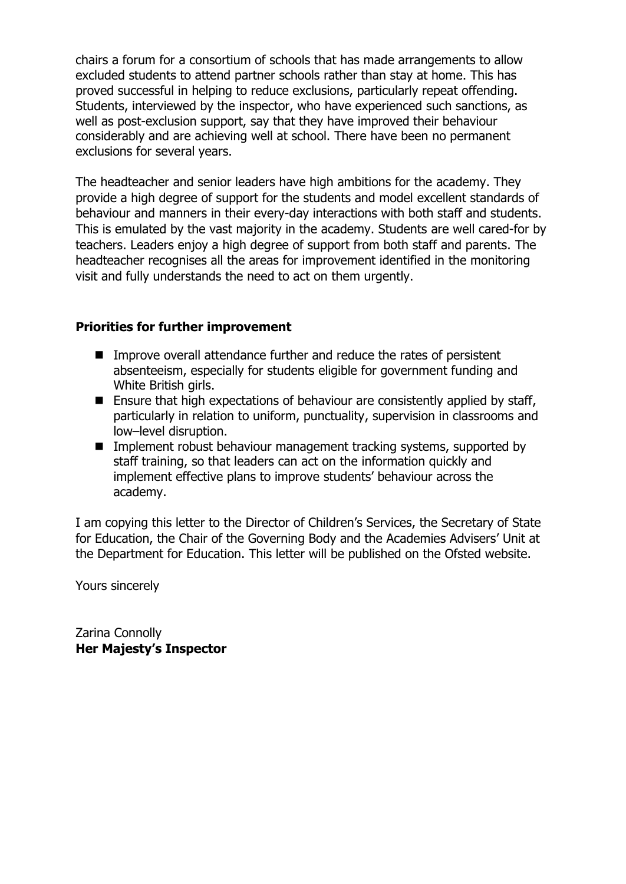chairs a forum for a consortium of schools that has made arrangements to allow excluded students to attend partner schools rather than stay at home. This has proved successful in helping to reduce exclusions, particularly repeat offending. Students, interviewed by the inspector, who have experienced such sanctions, as well as post-exclusion support, say that they have improved their behaviour considerably and are achieving well at school. There have been no permanent exclusions for several years.

The headteacher and senior leaders have high ambitions for the academy. They provide a high degree of support for the students and model excellent standards of behaviour and manners in their every-day interactions with both staff and students. This is emulated by the vast majority in the academy. Students are well cared-for by teachers. Leaders enjoy a high degree of support from both staff and parents. The headteacher recognises all the areas for improvement identified in the monitoring visit and fully understands the need to act on them urgently.

**Priorities for further improvement**

- Improve overall attendance further and reduce the rates of persistent absenteeism, especially for students eligible for government funding and White British girls.
- Ensure that high expectations of behaviour are consistently applied by staff, particularly in relation to uniform, punctuality, supervision in classrooms and low–level disruption.
- Implement robust behaviour management tracking systems, supported by staff training, so that leaders can act on the information quickly and implement effective plans to improve students' behaviour across the academy.

I am copying this letter to the Director of Children's Services, the Secretary of State for Education, the Chair of the Governing Body and the Academies Advisers' Unit at the Department for Education. This letter will be published on the Ofsted website.

Yours sincerely

Zarina Connolly
**Her Majesty's Inspector**